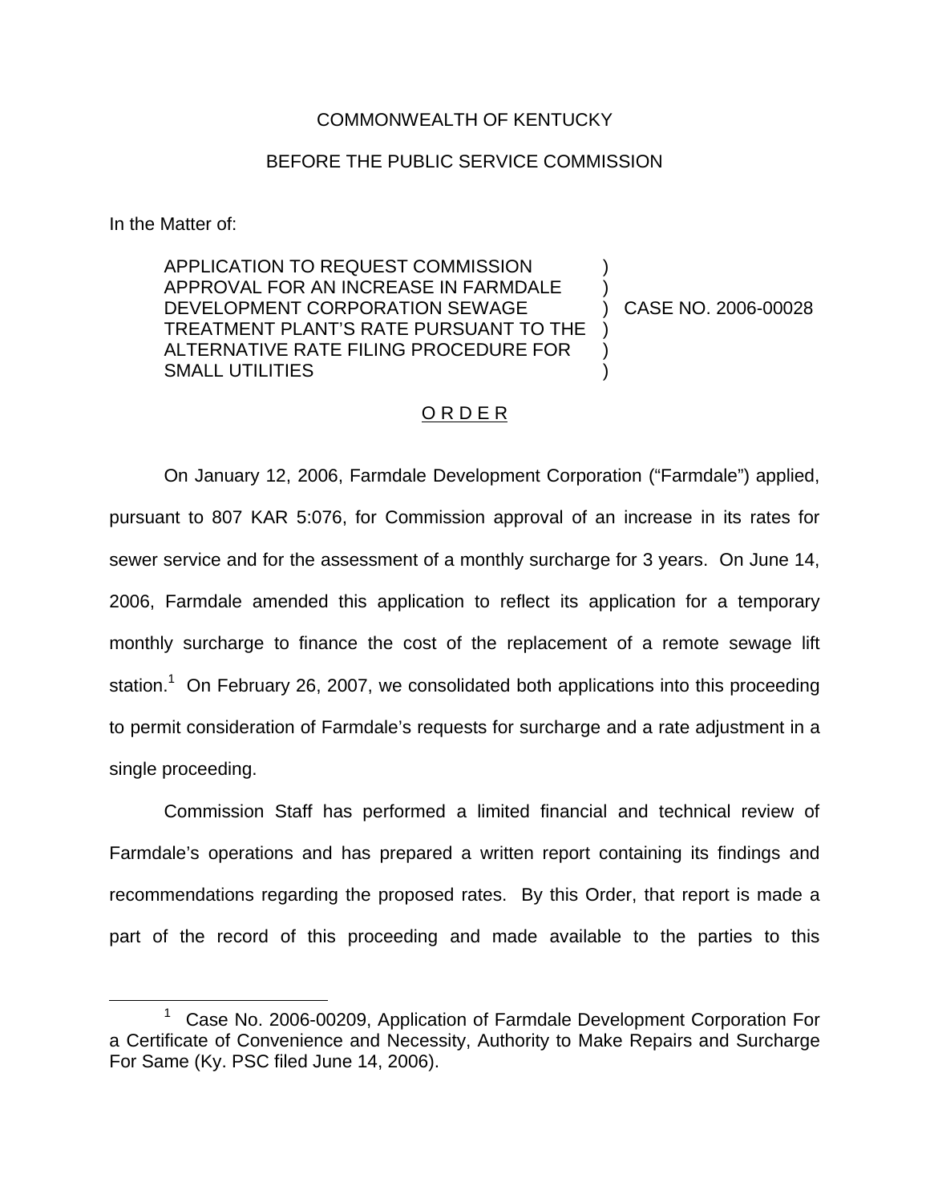COMMONWEALTH OF KENTUCKY

BEFORE THE PUBLIC SERVICE COMMISSION

In the Matter of:

| | | |
|---|---|---|
| APPLICATION TO REQUEST COMMISSION APPROVAL FOR AN INCREASE IN FARMDALE DEVELOPMENT CORPORATION SEWAGE TREATMENT PLANT'S RATE PURSUANT TO THE ALTERNATIVE RATE FILING PROCEDURE FOR SMALL UTILITIES | ) | CASE NO. 2006-00028 |

## O R D E R

On January 12, 2006, Farmdale Development Corporation ("Farmdale") applied, pursuant to 807 KAR 5:076, for Commission approval of an increase in its rates for sewer service and for the assessment of a monthly surcharge for 3 years. On June 14, 2006, Farmdale amended this application to reflect its application for a temporary monthly surcharge to finance the cost of the replacement of a remote sewage lift station.[1] On February 26, 2007, we consolidated both applications into this proceeding to permit consideration of Farmdale's requests for surcharge and a rate adjustment in a single proceeding.

Commission Staff has performed a limited financial and technical review of Farmdale's operations and has prepared a written report containing its findings and recommendations regarding the proposed rates. By this Order, that report is made a part of the record of this proceeding and made available to the parties to this

[1] Case No. 2006-00209, Application of Farmdale Development Corporation For a Certificate of Convenience and Necessity, Authority to Make Repairs and Surcharge For Same (Ky. PSC filed June 14, 2006).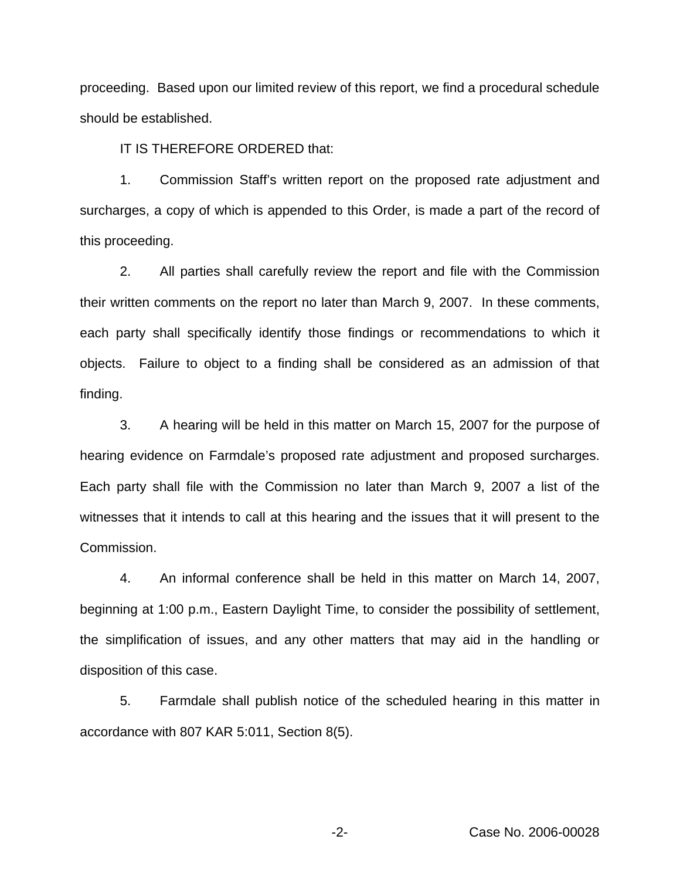proceeding. Based upon our limited review of this report, we find a procedural schedule should be established.

IT IS THEREFORE ORDERED that:

1. Commission Staff's written report on the proposed rate adjustment and surcharges, a copy of which is appended to this Order, is made a part of the record of this proceeding.

2. All parties shall carefully review the report and file with the Commission their written comments on the report no later than March 9, 2007. In these comments, each party shall specifically identify those findings or recommendations to which it objects. Failure to object to a finding shall be considered as an admission of that finding.

3. A hearing will be held in this matter on March 15, 2007 for the purpose of hearing evidence on Farmdale's proposed rate adjustment and proposed surcharges. Each party shall file with the Commission no later than March 9, 2007 a list of the witnesses that it intends to call at this hearing and the issues that it will present to the Commission.

4. An informal conference shall be held in this matter on March 14, 2007, beginning at 1:00 p.m., Eastern Daylight Time, to consider the possibility of settlement, the simplification of issues, and any other matters that may aid in the handling or disposition of this case.

5. Farmdale shall publish notice of the scheduled hearing in this matter in accordance with 807 KAR 5:011, Section 8(5).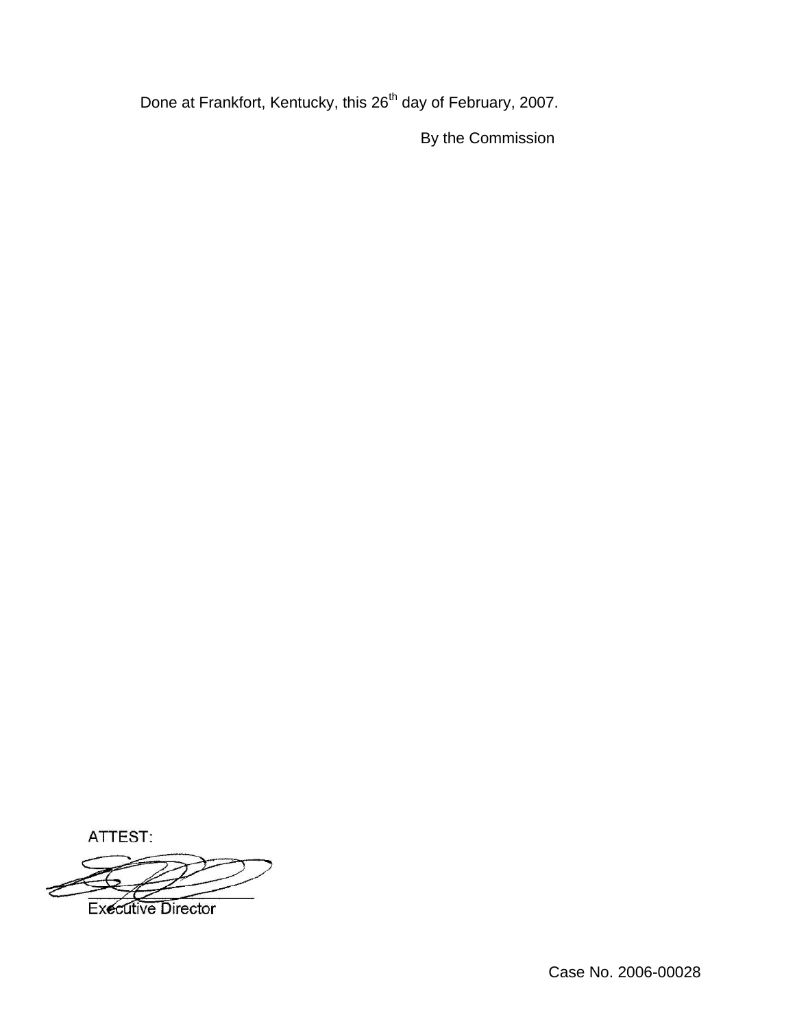Done at Frankfort, Kentucky, this 26th day of February, 2007.

By the Commission

ATTEST:

Executive Director

Case No. 2006-00028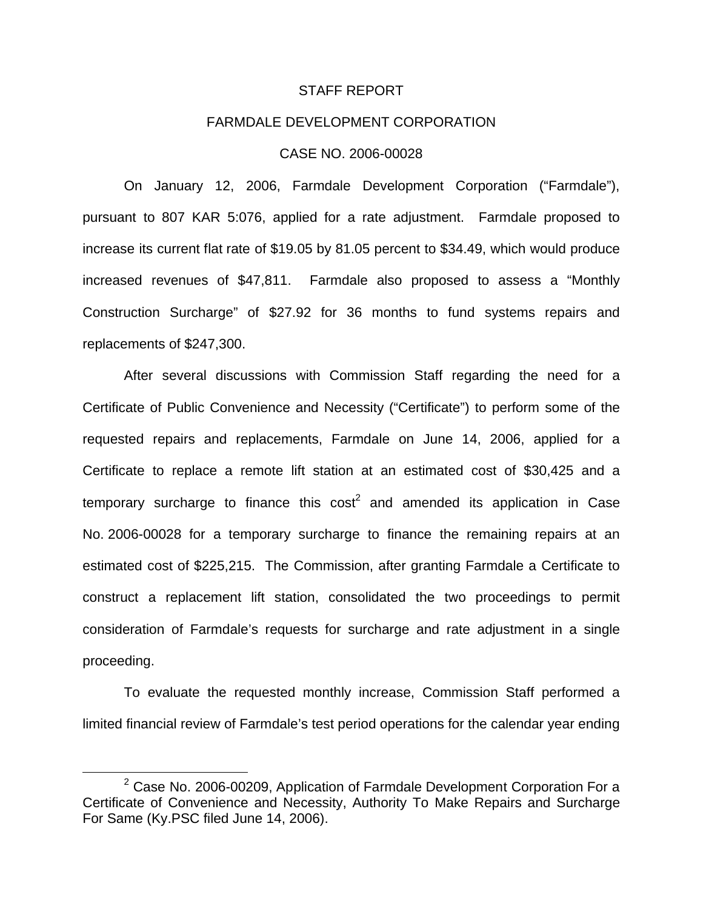STAFF REPORT

FARMDALE DEVELOPMENT CORPORATION

CASE NO. 2006-00028

On January 12, 2006, Farmdale Development Corporation ("Farmdale"), pursuant to 807 KAR 5:076, applied for a rate adjustment. Farmdale proposed to increase its current flat rate of $19.05 by 81.05 percent to $34.49, which would produce increased revenues of $47,811. Farmdale also proposed to assess a "Monthly Construction Surcharge" of $27.92 for 36 months to fund systems repairs and replacements of $247,300.

After several discussions with Commission Staff regarding the need for a Certificate of Public Convenience and Necessity ("Certificate") to perform some of the requested repairs and replacements, Farmdale on June 14, 2006, applied for a Certificate to replace a remote lift station at an estimated cost of $30,425 and a temporary surcharge to finance this cost[2] and amended its application in Case No. 2006-00028 for a temporary surcharge to finance the remaining repairs at an estimated cost of $225,215. The Commission, after granting Farmdale a Certificate to construct a replacement lift station, consolidated the two proceedings to permit consideration of Farmdale's requests for surcharge and rate adjustment in a single proceeding.

To evaluate the requested monthly increase, Commission Staff performed a limited financial review of Farmdale's test period operations for the calendar year ending

[2] Case No. 2006-00209, Application of Farmdale Development Corporation For a Certificate of Convenience and Necessity, Authority To Make Repairs and Surcharge For Same (Ky.PSC filed June 14, 2006).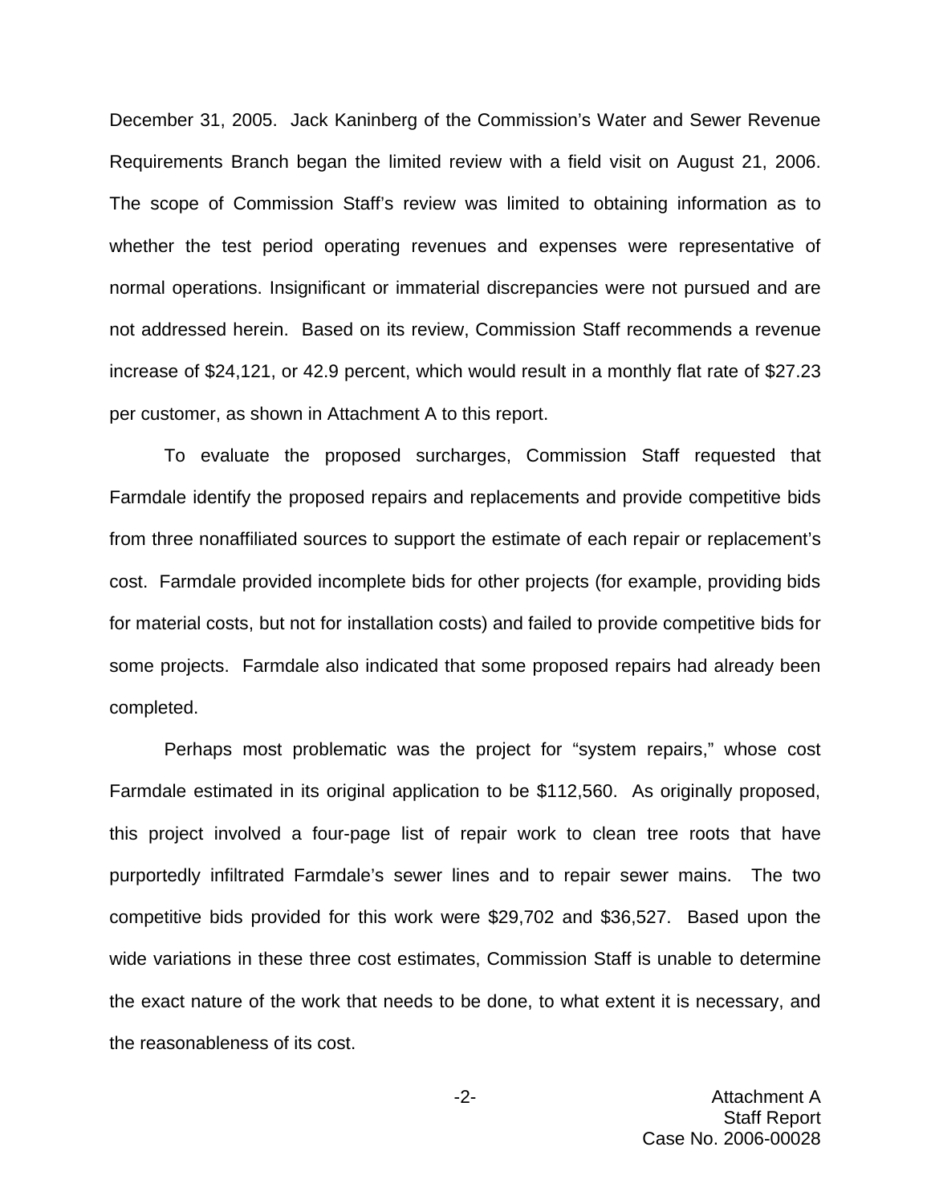December 31, 2005. Jack Kaninberg of the Commission's Water and Sewer Revenue Requirements Branch began the limited review with a field visit on August 21, 2006. The scope of Commission Staff's review was limited to obtaining information as to whether the test period operating revenues and expenses were representative of normal operations. Insignificant or immaterial discrepancies were not pursued and are not addressed herein. Based on its review, Commission Staff recommends a revenue increase of $24,121, or 42.9 percent, which would result in a monthly flat rate of $27.23 per customer, as shown in Attachment A to this report.

To evaluate the proposed surcharges, Commission Staff requested that Farmdale identify the proposed repairs and replacements and provide competitive bids from three nonaffiliated sources to support the estimate of each repair or replacement's cost. Farmdale provided incomplete bids for other projects (for example, providing bids for material costs, but not for installation costs) and failed to provide competitive bids for some projects. Farmdale also indicated that some proposed repairs had already been completed.

Perhaps most problematic was the project for "system repairs," whose cost Farmdale estimated in its original application to be $112,560. As originally proposed, this project involved a four-page list of repair work to clean tree roots that have purportedly infiltrated Farmdale's sewer lines and to repair sewer mains. The two competitive bids provided for this work were $29,702 and $36,527. Based upon the wide variations in these three cost estimates, Commission Staff is unable to determine the exact nature of the work that needs to be done, to what extent it is necessary, and the reasonableness of its cost.

Attachment A
Staff Report
Case No. 2006-00028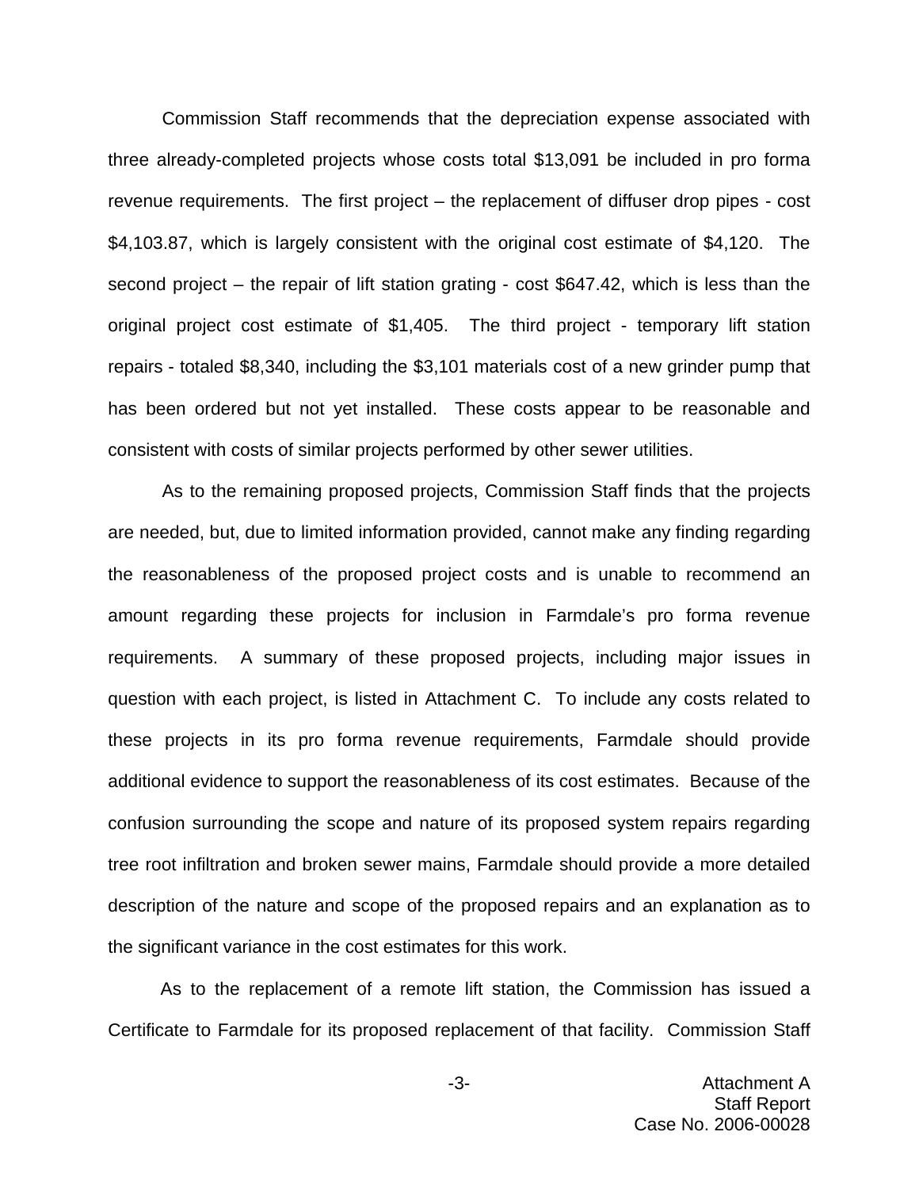Commission Staff recommends that the depreciation expense associated with three already-completed projects whose costs total $13,091 be included in pro forma revenue requirements. The first project – the replacement of diffuser drop pipes - cost $4,103.87, which is largely consistent with the original cost estimate of $4,120. The second project – the repair of lift station grating - cost $647.42, which is less than the original project cost estimate of $1,405. The third project - temporary lift station repairs - totaled $8,340, including the $3,101 materials cost of a new grinder pump that has been ordered but not yet installed. These costs appear to be reasonable and consistent with costs of similar projects performed by other sewer utilities.

As to the remaining proposed projects, Commission Staff finds that the projects are needed, but, due to limited information provided, cannot make any finding regarding the reasonableness of the proposed project costs and is unable to recommend an amount regarding these projects for inclusion in Farmdale's pro forma revenue requirements. A summary of these proposed projects, including major issues in question with each project, is listed in Attachment C. To include any costs related to these projects in its pro forma revenue requirements, Farmdale should provide additional evidence to support the reasonableness of its cost estimates. Because of the confusion surrounding the scope and nature of its proposed system repairs regarding tree root infiltration and broken sewer mains, Farmdale should provide a more detailed description of the nature and scope of the proposed repairs and an explanation as to the significant variance in the cost estimates for this work.

As to the replacement of a remote lift station, the Commission has issued a Certificate to Farmdale for its proposed replacement of that facility. Commission Staff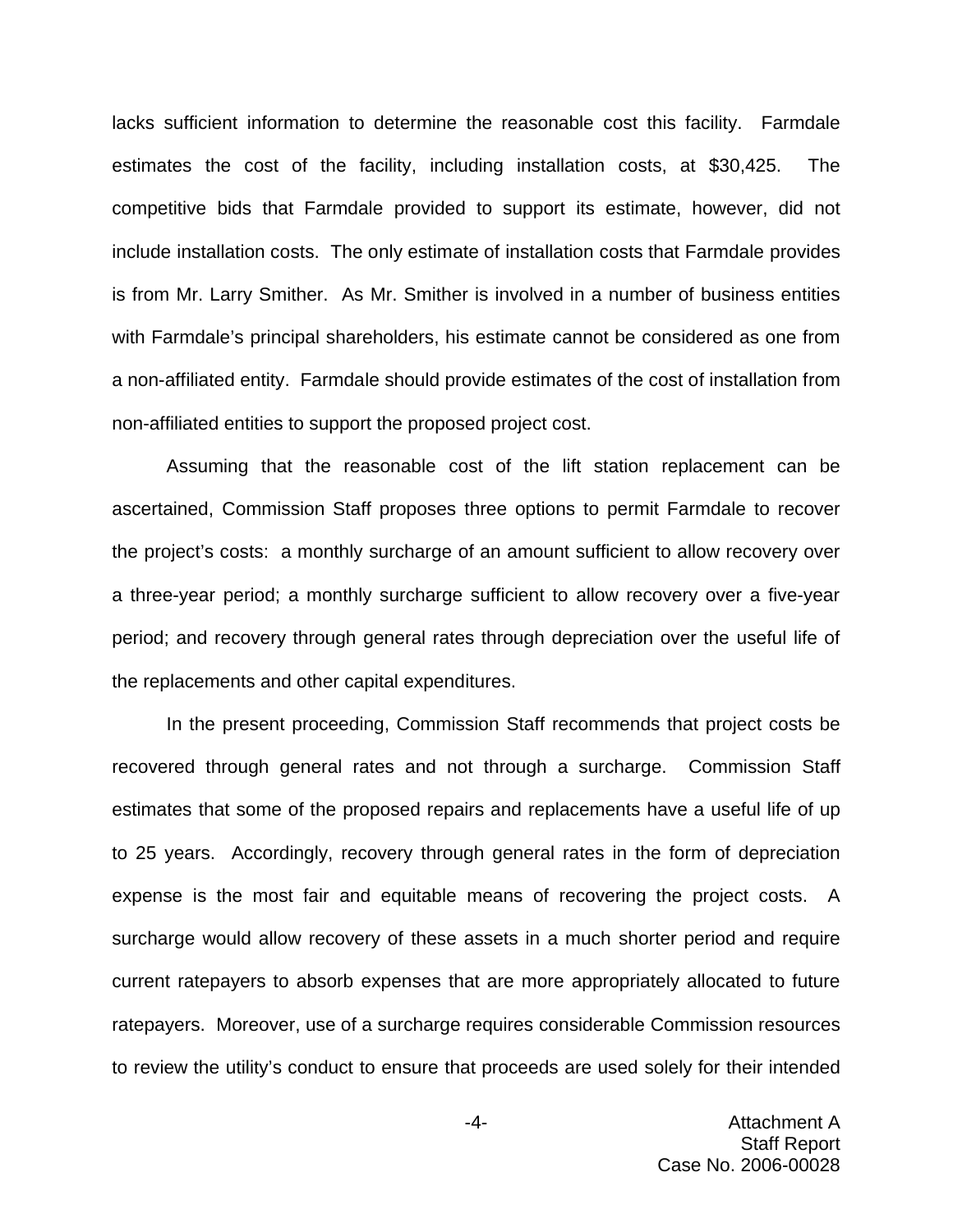lacks sufficient information to determine the reasonable cost this facility. Farmdale estimates the cost of the facility, including installation costs, at $30,425. The competitive bids that Farmdale provided to support its estimate, however, did not include installation costs. The only estimate of installation costs that Farmdale provides is from Mr. Larry Smither. As Mr. Smither is involved in a number of business entities with Farmdale's principal shareholders, his estimate cannot be considered as one from a non-affiliated entity. Farmdale should provide estimates of the cost of installation from non-affiliated entities to support the proposed project cost.

Assuming that the reasonable cost of the lift station replacement can be ascertained, Commission Staff proposes three options to permit Farmdale to recover the project's costs: a monthly surcharge of an amount sufficient to allow recovery over a three-year period; a monthly surcharge sufficient to allow recovery over a five-year period; and recovery through general rates through depreciation over the useful life of the replacements and other capital expenditures.

In the present proceeding, Commission Staff recommends that project costs be recovered through general rates and not through a surcharge. Commission Staff estimates that some of the proposed repairs and replacements have a useful life of up to 25 years. Accordingly, recovery through general rates in the form of depreciation expense is the most fair and equitable means of recovering the project costs. A surcharge would allow recovery of these assets in a much shorter period and require current ratepayers to absorb expenses that are more appropriately allocated to future ratepayers. Moreover, use of a surcharge requires considerable Commission resources to review the utility's conduct to ensure that proceeds are used solely for their intended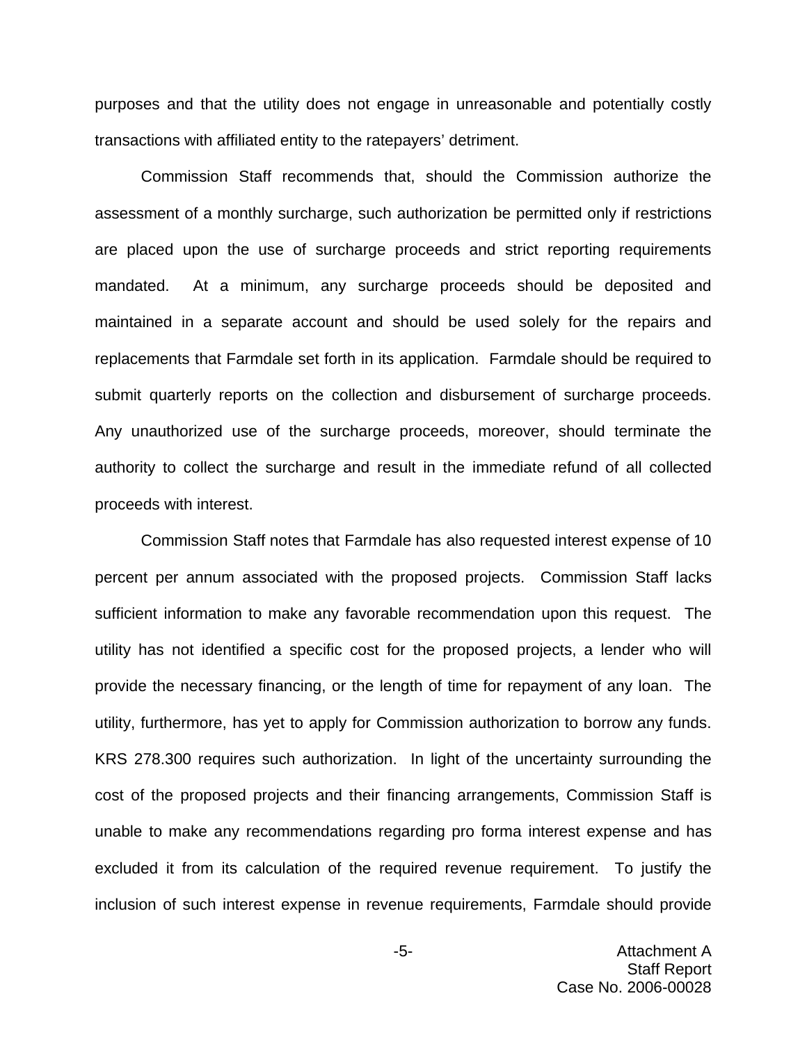purposes and that the utility does not engage in unreasonable and potentially costly transactions with affiliated entity to the ratepayers' detriment.

Commission Staff recommends that, should the Commission authorize the assessment of a monthly surcharge, such authorization be permitted only if restrictions are placed upon the use of surcharge proceeds and strict reporting requirements mandated. At a minimum, any surcharge proceeds should be deposited and maintained in a separate account and should be used solely for the repairs and replacements that Farmdale set forth in its application. Farmdale should be required to submit quarterly reports on the collection and disbursement of surcharge proceeds. Any unauthorized use of the surcharge proceeds, moreover, should terminate the authority to collect the surcharge and result in the immediate refund of all collected proceeds with interest.

Commission Staff notes that Farmdale has also requested interest expense of 10 percent per annum associated with the proposed projects. Commission Staff lacks sufficient information to make any favorable recommendation upon this request. The utility has not identified a specific cost for the proposed projects, a lender who will provide the necessary financing, or the length of time for repayment of any loan. The utility, furthermore, has yet to apply for Commission authorization to borrow any funds. KRS 278.300 requires such authorization. In light of the uncertainty surrounding the cost of the proposed projects and their financing arrangements, Commission Staff is unable to make any recommendations regarding pro forma interest expense and has excluded it from its calculation of the required revenue requirement. To justify the inclusion of such interest expense in revenue requirements, Farmdale should provide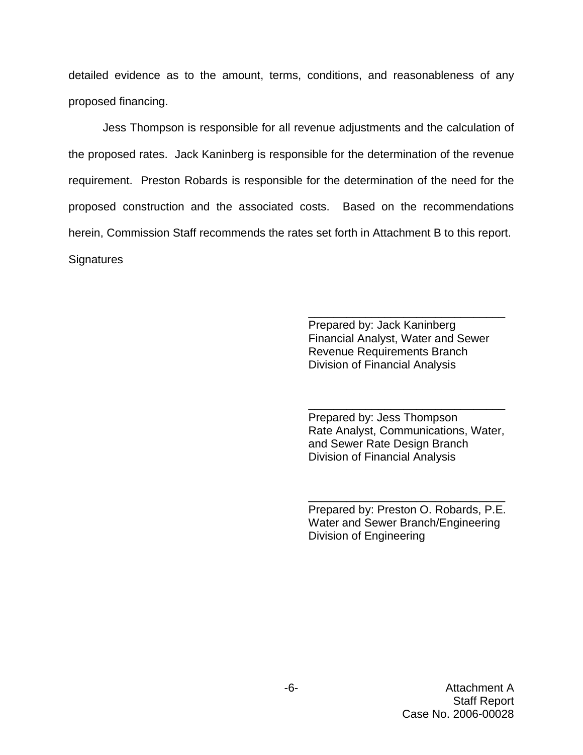detailed evidence as to the amount, terms, conditions, and reasonableness of any proposed financing.

Jess Thompson is responsible for all revenue adjustments and the calculation of the proposed rates. Jack Kaninberg is responsible for the determination of the revenue requirement. Preston Robards is responsible for the determination of the need for the proposed construction and the associated costs. Based on the recommendations herein, Commission Staff recommends the rates set forth in Attachment B to this report.

Signatures

\_\_\_\_\_\_\_\_\_\_\_\_\_\_\_\_\_\_\_\_\_\_\_\_\_\_\_\_\_\_\_\_
Prepared by: Jack Kaninberg
Financial Analyst, Water and Sewer
Revenue Requirements Branch
Division of Financial Analysis

\_\_\_\_\_\_\_\_\_\_\_\_\_\_\_\_\_\_\_\_\_\_\_\_\_\_\_\_\_\_\_\_
Prepared by: Jess Thompson
Rate Analyst, Communications, Water, and Sewer Rate Design Branch
Division of Financial Analysis

\_\_\_\_\_\_\_\_\_\_\_\_\_\_\_\_\_\_\_\_\_\_\_\_\_\_\_\_\_\_\_\_
Prepared by: Preston O. Robards, P.E.
Water and Sewer Branch/Engineering
Division of Engineering

Attachment A
Staff Report
Case No. 2006-00028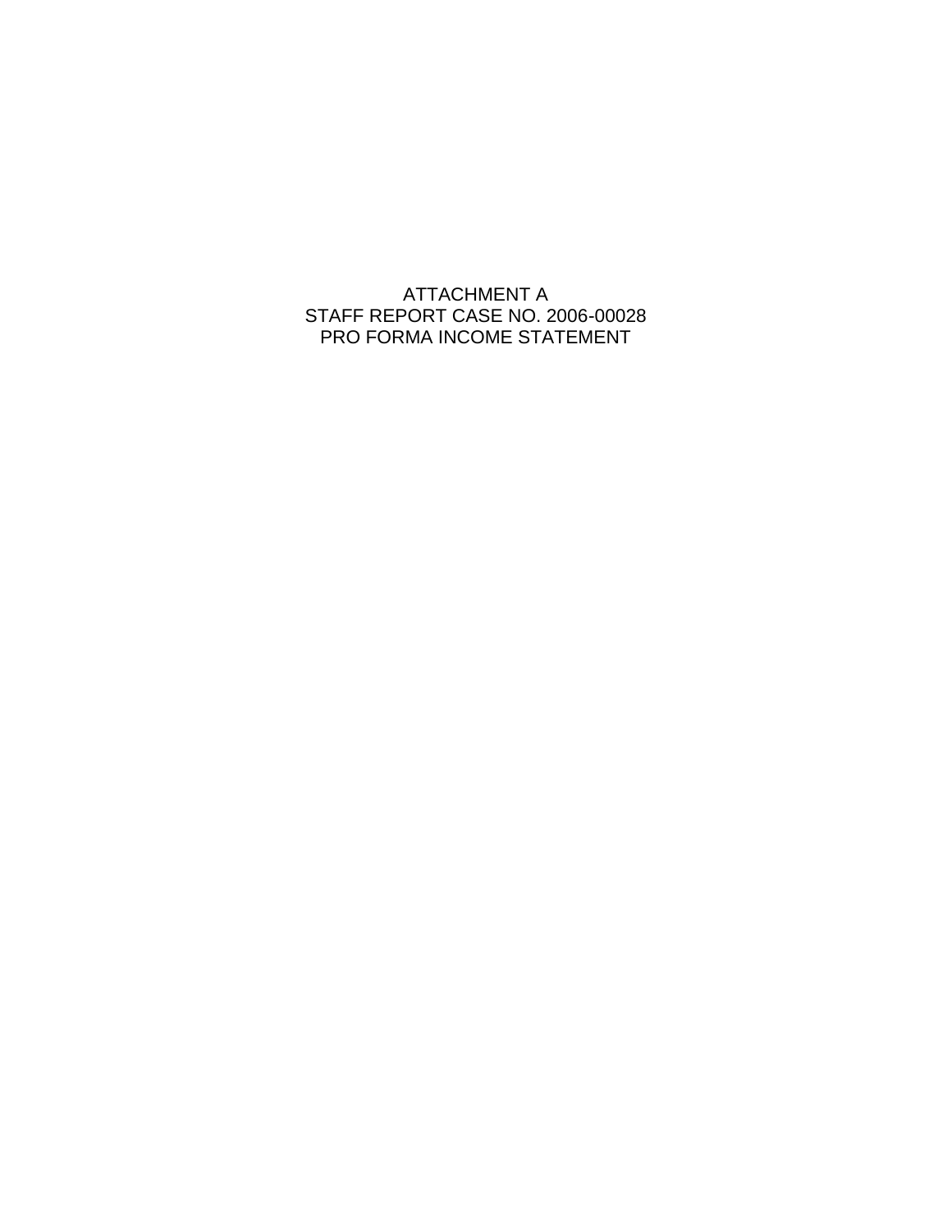ATTACHMENT A
STAFF REPORT CASE NO. 2006-00028
PRO FORMA INCOME STATEMENT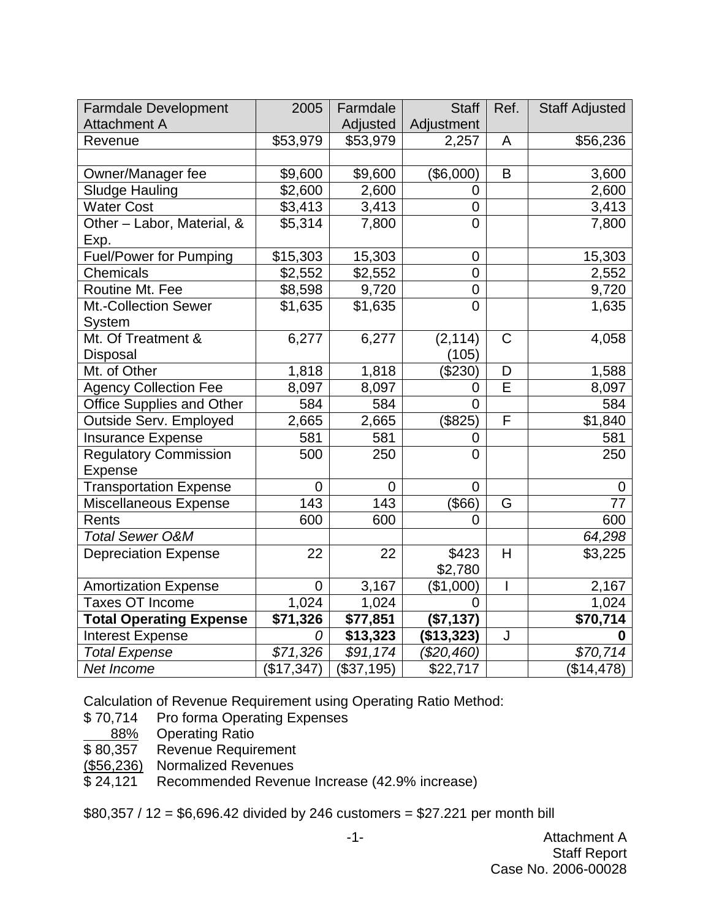| Farmdale Development Attachment A | 2005 | Farmdale Adjusted | Staff Adjustment | Ref. | Staff Adjusted |
|---|---|---|---|---|---|
| Revenue | $53,979 | $53,979 | 2,257 | A | $56,236 |
| | | | | | |
| Owner/Manager fee | $9,600 | $9,600 | ($6,000) | B | 3,600 |
| Sludge Hauling | $2,600 | 2,600 | 0 | | 2,600 |
| Water Cost | $3,413 | 3,413 | 0 | | 3,413 |
| Other – Labor, Material, & Exp. | $5,314 | 7,800 | 0 | | 7,800 |
| Fuel/Power for Pumping | $15,303 | 15,303 | 0 | | 15,303 |
| Chemicals | $2,552 | $2,552 | 0 | | 2,552 |
| Routine Mt. Fee | $8,598 | 9,720 | 0 | | 9,720 |
| Mt.-Collection Sewer System | $1,635 | $1,635 | 0 | | 1,635 |
| Mt. Of Treatment & Disposal | 6,277 | 6,277 | (2,114) (105) | C | 4,058 |
| Mt. of Other | 1,818 | 1,818 | ($230) | D | 1,588 |
| Agency Collection Fee | 8,097 | 8,097 | 0 | E | 8,097 |
| Office Supplies and Other | 584 | 584 | 0 | | 584 |
| Outside Serv. Employed | 2,665 | 2,665 | ($825) | F | $1,840 |
| Insurance Expense | 581 | 581 | 0 | | 581 |
| Regulatory Commission Expense | 500 | 250 | 0 | | 250 |
| Transportation Expense | 0 | 0 | 0 | | 0 |
| Miscellaneous Expense | 143 | 143 | ($66) | G | 77 |
| Rents | 600 | 600 | 0 | | 600 |
| *Total Sewer O&M* | | | | | *64,298* |
| Depreciation Expense | 22 | 22 | $423 $2,780 | H | $3,225 |
| Amortization Expense | 0 | 3,167 | ($1,000) | I | 2,167 |
| Taxes OT Income | 1,024 | 1,024 | 0 | | 1,024 |
| **Total Operating Expense** | **$71,326** | **$77,851** | **($7,137)** | | **$70,714** |
| Interest Expense | *0* | **$13,323** | **($13,323)** | J | **0** |
| *Total Expense* | *$71,326* | *$91,174* | *($20,460)* | | *$70,714* |
| *Net Income* | ($17,347) | ($37,195) | $22,717 | | ($14,478) |

Calculation of Revenue Requirement using Operating Ratio Method:

| | |
|---|---|
| $ 70,714 | Pro forma Operating Expenses |
| 88% | Operating Ratio |
| $ 80,357 | Revenue Requirement |
| ($56,236) | Normalized Revenues |
| $ 24,121 | Recommended Revenue Increase (42.9% increase) |

$80,357 / 12 = $6,696.42 divided by 246 customers = $27.221 per month bill

Attachment A
Staff Report
Case No. 2006-00028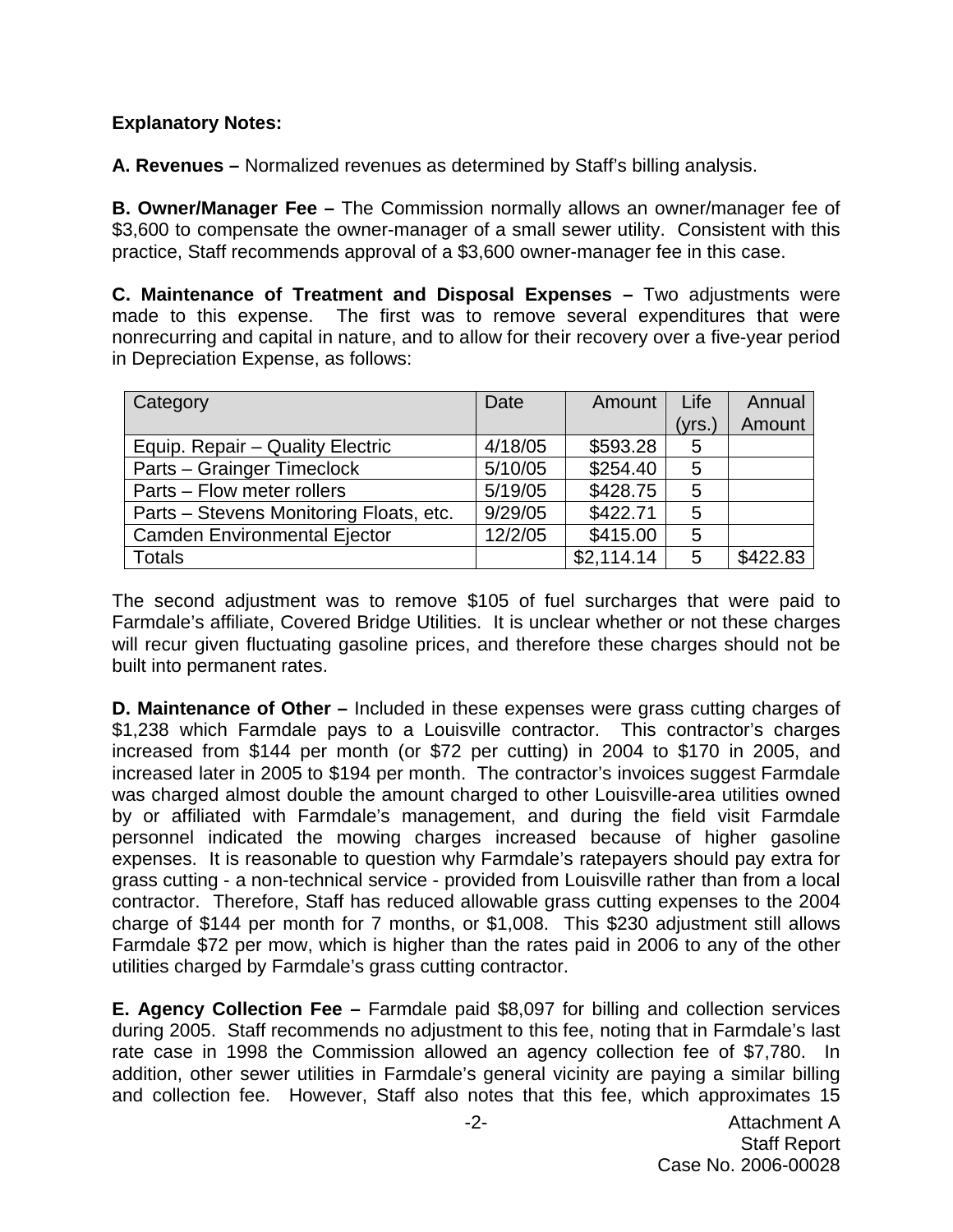**Explanatory Notes:**

**A. Revenues –** Normalized revenues as determined by Staff's billing analysis.

**B. Owner/Manager Fee –** The Commission normally allows an owner/manager fee of $3,600 to compensate the owner-manager of a small sewer utility. Consistent with this practice, Staff recommends approval of a $3,600 owner-manager fee in this case.

**C. Maintenance of Treatment and Disposal Expenses –** Two adjustments were made to this expense. The first was to remove several expenditures that were nonrecurring and capital in nature, and to allow for their recovery over a five-year period in Depreciation Expense, as follows:

| Category | Date | Amount | Life (yrs.) | Annual Amount |
|---|---|---|---|---|
| Equip. Repair – Quality Electric | 4/18/05 | $593.28 | 5 | |
| Parts – Grainger Timeclock | 5/10/05 | $254.40 | 5 | |
| Parts – Flow meter rollers | 5/19/05 | $428.75 | 5 | |
| Parts – Stevens Monitoring Floats, etc. | 9/29/05 | $422.71 | 5 | |
| Camden Environmental Ejector | 12/2/05 | $415.00 | 5 | |
| Totals | | $2,114.14 | 5 | $422.83 |

The second adjustment was to remove $105 of fuel surcharges that were paid to Farmdale's affiliate, Covered Bridge Utilities. It is unclear whether or not these charges will recur given fluctuating gasoline prices, and therefore these charges should not be built into permanent rates.

**D. Maintenance of Other –** Included in these expenses were grass cutting charges of $1,238 which Farmdale pays to a Louisville contractor. This contractor's charges increased from $144 per month (or $72 per cutting) in 2004 to $170 in 2005, and increased later in 2005 to $194 per month. The contractor's invoices suggest Farmdale was charged almost double the amount charged to other Louisville-area utilities owned by or affiliated with Farmdale's management, and during the field visit Farmdale personnel indicated the mowing charges increased because of higher gasoline expenses. It is reasonable to question why Farmdale's ratepayers should pay extra for grass cutting - a non-technical service - provided from Louisville rather than from a local contractor. Therefore, Staff has reduced allowable grass cutting expenses to the 2004 charge of $144 per month for 7 months, or $1,008. This $230 adjustment still allows Farmdale $72 per mow, which is higher than the rates paid in 2006 to any of the other utilities charged by Farmdale's grass cutting contractor.

**E. Agency Collection Fee –** Farmdale paid $8,097 for billing and collection services during 2005. Staff recommends no adjustment to this fee, noting that in Farmdale's last rate case in 1998 the Commission allowed an agency collection fee of $7,780. In addition, other sewer utilities in Farmdale's general vicinity are paying a similar billing and collection fee. However, Staff also notes that this fee, which approximates 15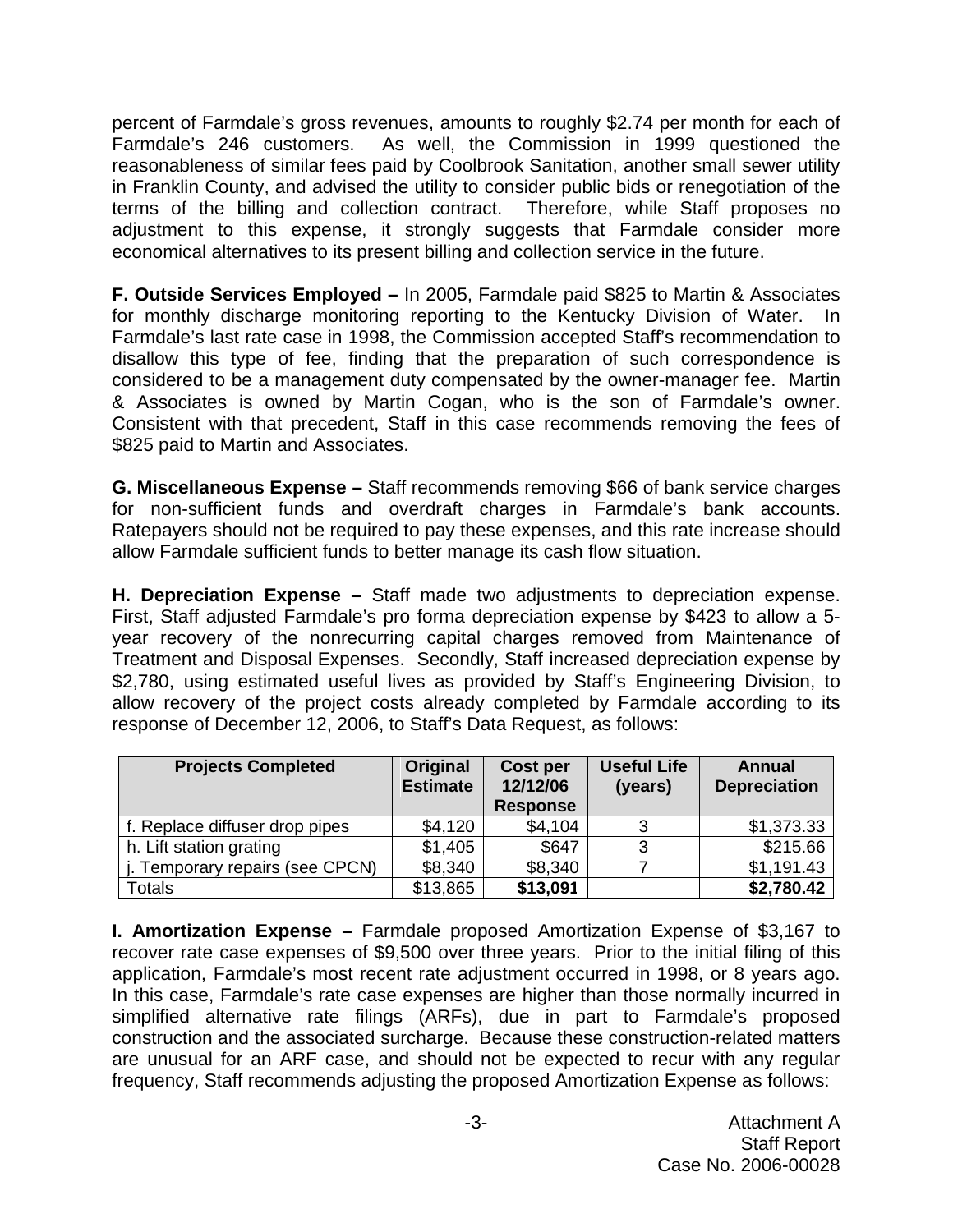percent of Farmdale's gross revenues, amounts to roughly $2.74 per month for each of Farmdale's 246 customers. As well, the Commission in 1999 questioned the reasonableness of similar fees paid by Coolbrook Sanitation, another small sewer utility in Franklin County, and advised the utility to consider public bids or renegotiation of the terms of the billing and collection contract. Therefore, while Staff proposes no adjustment to this expense, it strongly suggests that Farmdale consider more economical alternatives to its present billing and collection service in the future.

**F. Outside Services Employed –** In 2005, Farmdale paid $825 to Martin & Associates for monthly discharge monitoring reporting to the Kentucky Division of Water. In Farmdale's last rate case in 1998, the Commission accepted Staff's recommendation to disallow this type of fee, finding that the preparation of such correspondence is considered to be a management duty compensated by the owner-manager fee. Martin & Associates is owned by Martin Cogan, who is the son of Farmdale's owner. Consistent with that precedent, Staff in this case recommends removing the fees of $825 paid to Martin and Associates.

**G. Miscellaneous Expense –** Staff recommends removing $66 of bank service charges for non-sufficient funds and overdraft charges in Farmdale's bank accounts. Ratepayers should not be required to pay these expenses, and this rate increase should allow Farmdale sufficient funds to better manage its cash flow situation.

**H. Depreciation Expense –** Staff made two adjustments to depreciation expense. First, Staff adjusted Farmdale's pro forma depreciation expense by $423 to allow a 5-year recovery of the nonrecurring capital charges removed from Maintenance of Treatment and Disposal Expenses. Secondly, Staff increased depreciation expense by $2,780, using estimated useful lives as provided by Staff's Engineering Division, to allow recovery of the project costs already completed by Farmdale according to its response of December 12, 2006, to Staff's Data Request, as follows:

| Projects Completed | Original Estimate | Cost per 12/12/06 Response | Useful Life (years) | Annual Depreciation |
|---|---|---|---|---|
| f. Replace diffuser drop pipes | $4,120 | $4,104 | 3 | $1,373.33 |
| h. Lift station grating | $1,405 | $647 | 3 | $215.66 |
| j. Temporary repairs (see CPCN) | $8,340 | $8,340 | 7 | $1,191.43 |
| Totals | $13,865 | **$13,091** | | **$2,780.42** |

**I. Amortization Expense –** Farmdale proposed Amortization Expense of $3,167 to recover rate case expenses of $9,500 over three years. Prior to the initial filing of this application, Farmdale's most recent rate adjustment occurred in 1998, or 8 years ago. In this case, Farmdale's rate case expenses are higher than those normally incurred in simplified alternative rate filings (ARFs), due in part to Farmdale's proposed construction and the associated surcharge. Because these construction-related matters are unusual for an ARF case, and should not be expected to recur with any regular frequency, Staff recommends adjusting the proposed Amortization Expense as follows: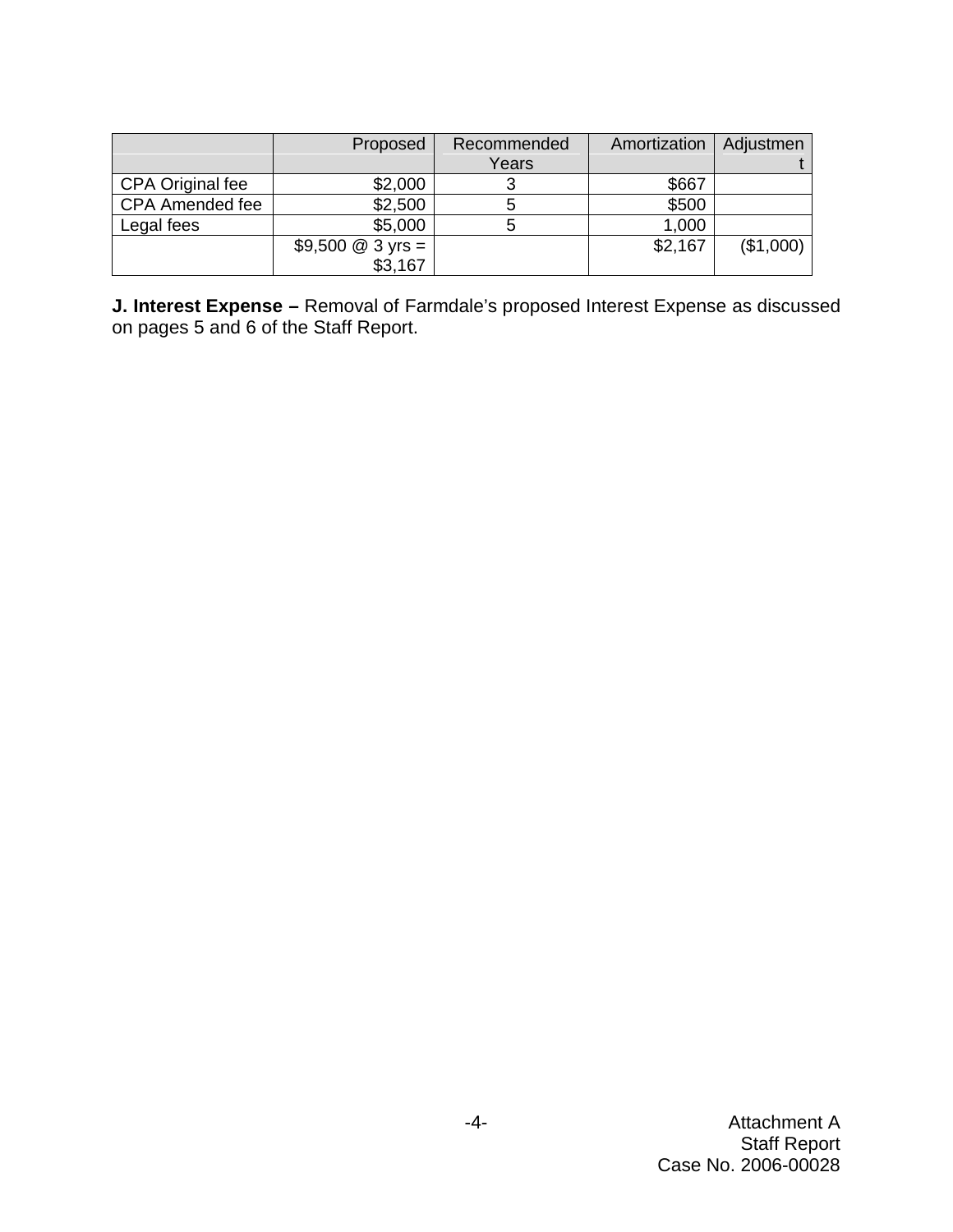| | Proposed | Recommended Years | Amortization | Adjustment |
|---|---|---|---|---|
| CPA Original fee | $2,000 | 3 | $667 | |
| CPA Amended fee | $2,500 | 5 | $500 | |
| Legal fees | $5,000 | 5 | 1,000 | |
| | $9,500 @ 3 yrs = $3,167 | | $2,167 | ($1,000) |

**J. Interest Expense –** Removal of Farmdale's proposed Interest Expense as discussed on pages 5 and 6 of the Staff Report.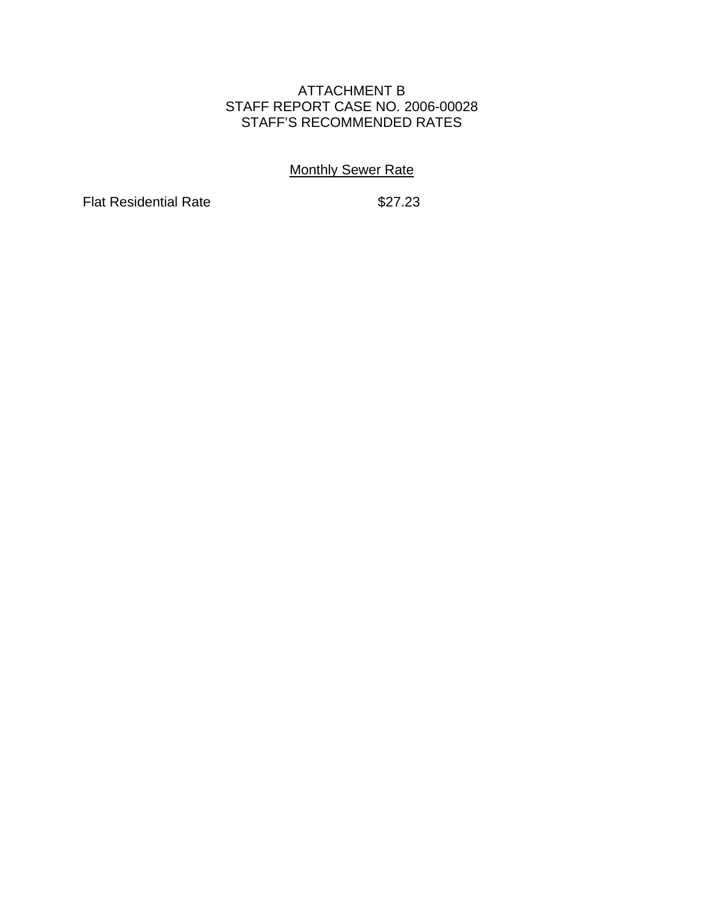# ATTACHMENT B
## STAFF REPORT CASE NO. 2006-00028
## STAFF'S RECOMMENDED RATES

Monthly Sewer Rate

| | |
|---|---|
| Flat Residential Rate | $27.23 |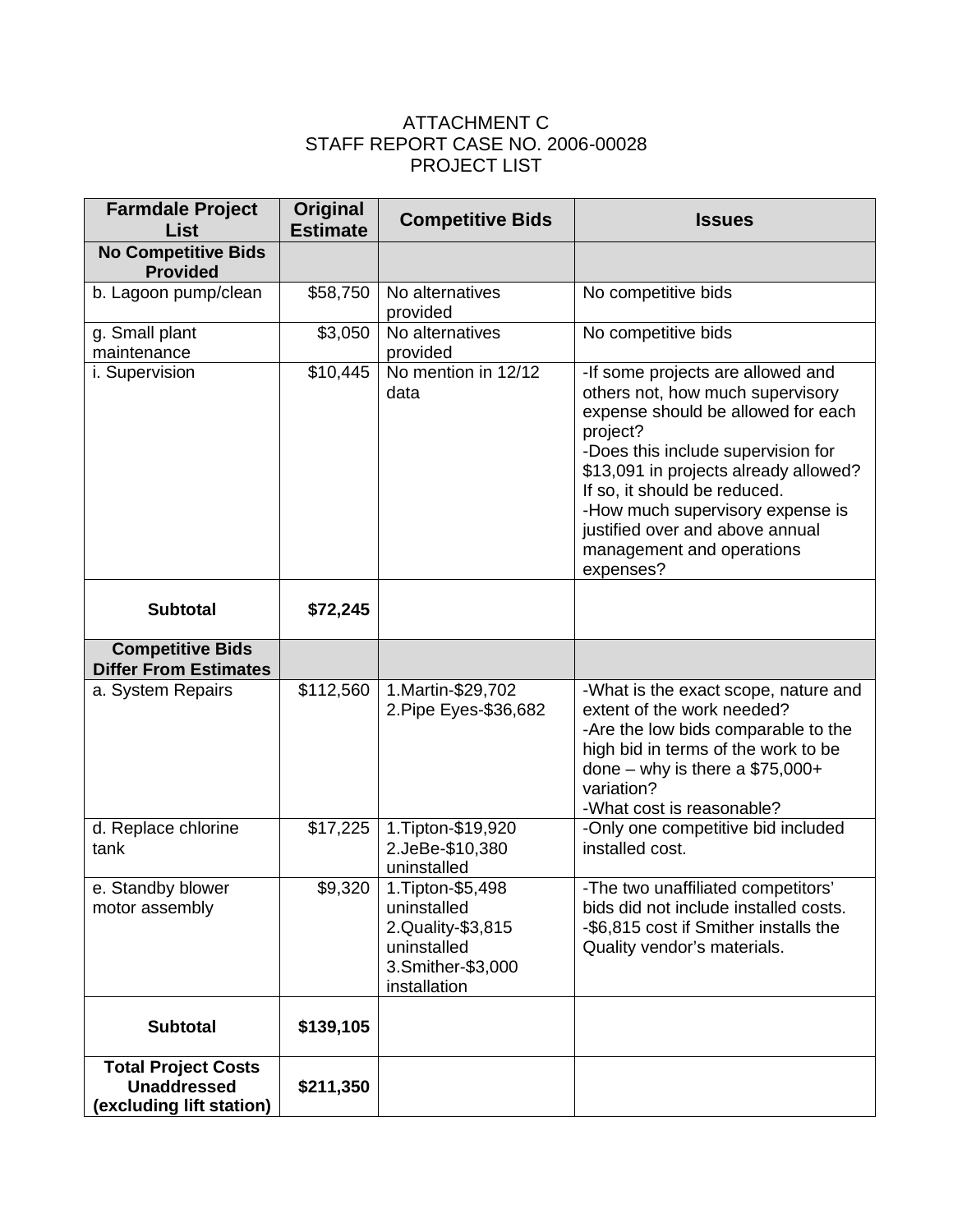ATTACHMENT C
STAFF REPORT CASE NO. 2006-00028
PROJECT LIST

| Farmdale Project List | Original Estimate | Competitive Bids | Issues |
|---|---|---|---|
| **No Competitive Bids Provided** | | | |
| b. Lagoon pump/clean | $58,750 | No alternatives provided | No competitive bids |
| g. Small plant maintenance | $3,050 | No alternatives provided | No competitive bids |
| i. Supervision | $10,445 | No mention in 12/12 data | -If some projects are allowed and others not, how much supervisory expense should be allowed for each project?<br>-Does this include supervision for $13,091 in projects already allowed? If so, it should be reduced.<br>-How much supervisory expense is justified over and above annual management and operations expenses? |
| **Subtotal** | **$72,245** | | |
| **Competitive Bids Differ From Estimates** | | | |
| a. System Repairs | $112,560 | 1.Martin-$29,702<br>2.Pipe Eyes-$36,682 | -What is the exact scope, nature and extent of the work needed?<br>-Are the low bids comparable to the high bid in terms of the work to be done – why is there a $75,000+ variation?<br>-What cost is reasonable? |
| d. Replace chlorine tank | $17,225 | 1.Tipton-$19,920<br>2.JeBe-$10,380 uninstalled | -Only one competitive bid included installed cost. |
| e. Standby blower motor assembly | $9,320 | 1.Tipton-$5,498 uninstalled<br>2.Quality-$3,815 uninstalled<br>3.Smither-$3,000 installation | -The two unaffiliated competitors' bids did not include installed costs.<br>-$6,815 cost if Smither installs the Quality vendor's materials. |
| **Subtotal** | **$139,105** | | |
| **Total Project Costs Unaddressed (excluding lift station)** | **$211,350** | | |